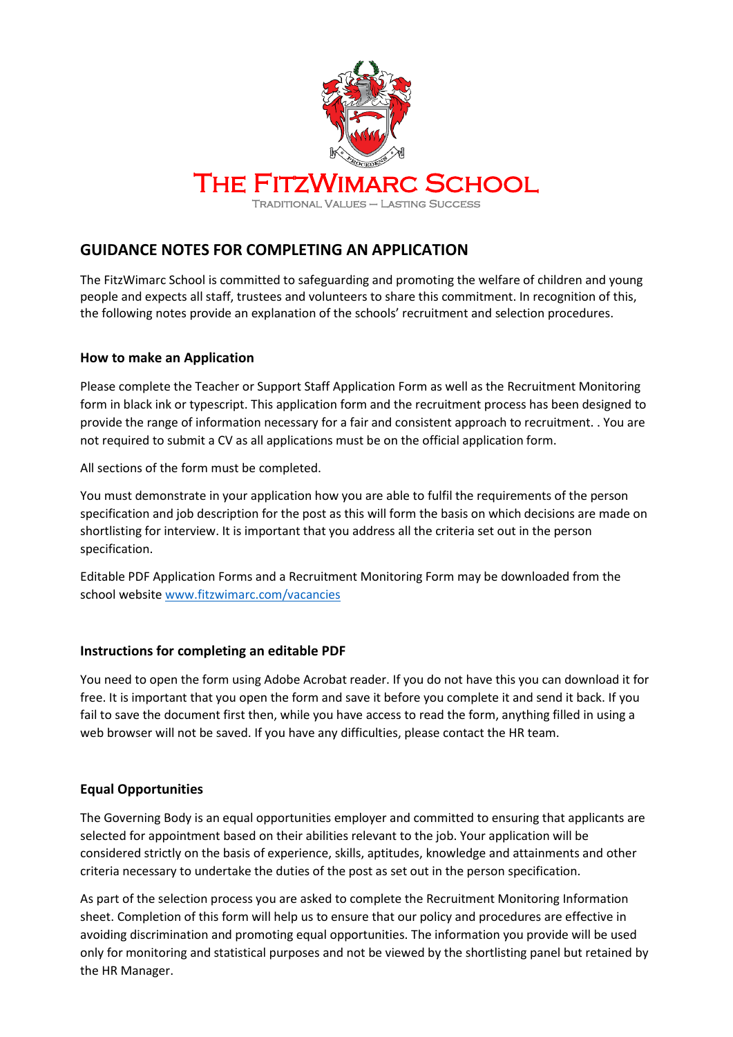# THE FITZWIMARC SCHOOL

TRADITIONAL VALUES – LASTING SUCCESS

## GUIDANCE NOTES FOR COMPLETING AN APPLICATION

The FitzWimarc School is committed to safeguarding and promoting the welfare of children and young people and expects all staff, trustees and volunteers to share this commitment. In recognition of this, the following notes provide an explanation of the schools' recruitment and selection procedures.

### How to make an Application

Please complete the Teacher or Support Staff Application Form as well as the Recruitment Monitoring form in black ink or typescript. This application form and the recruitment process has been designed to provide the range of information necessary for a fair and consistent approach to recruitment. . You are not required to submit a CV as all applications must be on the official application form.

All sections of the form must be completed.

You must demonstrate in your application how you are able to fulfil the requirements of the person specification and job description for the post as this will form the basis on which decisions are made on shortlisting for interview. It is important that you address all the criteria set out in the person specification.

Editable PDF Application Forms and a Recruitment Monitoring Form may be downloaded from the school website [www.fitzwimarc.com/vacancies](http://www.fitzwimarc.com/vacancies)

### Instructions for completing an editable PDF

You need to open the form using Adobe Acrobat reader. If you do not have this you can download it for free. It is important that you open the form and save it before you complete it and send it back. If you fail to save the document first then, while you have access to read the form, anything filled in using a web browser will not be saved. If you have any difficulties, please contact the HR team.

### Equal Opportunities

The Governing Body is an equal opportunities employer and committed to ensuring that applicants are selected for appointment based on their abilities relevant to the job. Your application will be considered strictly on the basis of experience, skills, aptitudes, knowledge and attainments and other criteria necessary to undertake the duties of the post as set out in the person specification.

As part of the selection process you are asked to complete the Recruitment Monitoring Information sheet. Completion of this form will help us to ensure that our policy and procedures are effective in avoiding discrimination and promoting equal opportunities. The information you provide will be used only for monitoring and statistical purposes and not be viewed by the shortlisting panel but retained by the HR Manager.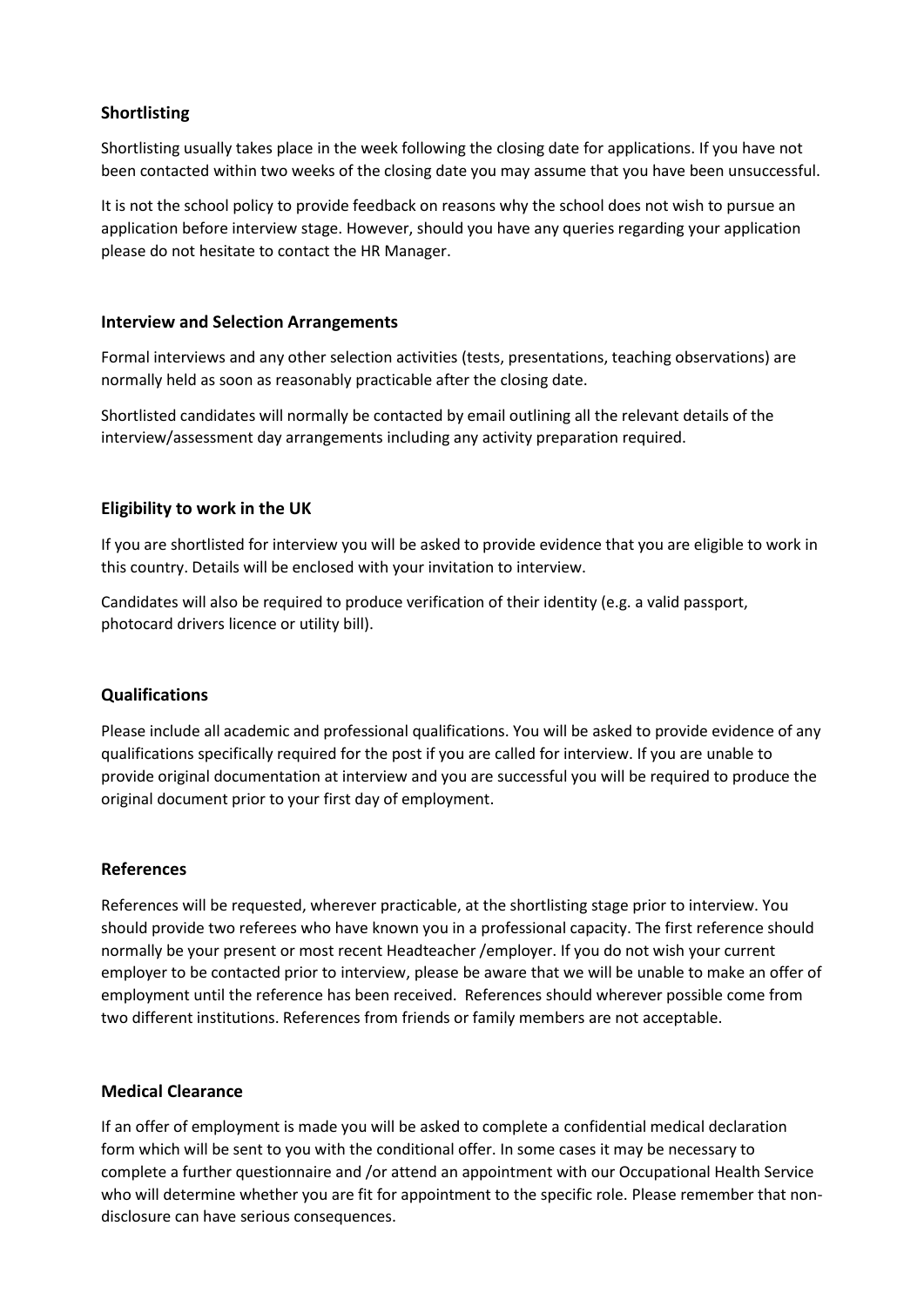### Shortlisting

Shortlisting usually takes place in the week following the closing date for applications. If you have not been contacted within two weeks of the closing date you may assume that you have been unsuccessful.

It is not the school policy to provide feedback on reasons why the school does not wish to pursue an application before interview stage. However, should you have any queries regarding your application please do not hesitate to contact the HR Manager.

### Interview and Selection Arrangements

Formal interviews and any other selection activities (tests, presentations, teaching observations) are normally held as soon as reasonably practicable after the closing date.

Shortlisted candidates will normally be contacted by email outlining all the relevant details of the interview/assessment day arrangements including any activity preparation required.

### Eligibility to work in the UK

If you are shortlisted for interview you will be asked to provide evidence that you are eligible to work in this country. Details will be enclosed with your invitation to interview.

Candidates will also be required to produce verification of their identity (e.g. a valid passport, photocard drivers licence or utility bill).

### Qualifications

Please include all academic and professional qualifications. You will be asked to provide evidence of any qualifications specifically required for the post if you are called for interview. If you are unable to provide original documentation at interview and you are successful you will be required to produce the original document prior to your first day of employment.

### References

References will be requested, wherever practicable, at the shortlisting stage prior to interview. You should provide two referees who have known you in a professional capacity. The first reference should normally be your present or most recent Headteacher /employer. If you do not wish your current employer to be contacted prior to interview, please be aware that we will be unable to make an offer of employment until the reference has been received. References should wherever possible come from two different institutions. References from friends or family members are not acceptable.

### Medical Clearance

If an offer of employment is made you will be asked to complete a confidential medical declaration form which will be sent to you with the conditional offer. In some cases it may be necessary to complete a further questionnaire and /or attend an appointment with our Occupational Health Service who will determine whether you are fit for appointment to the specific role. Please remember that non-disclosure can have serious consequences.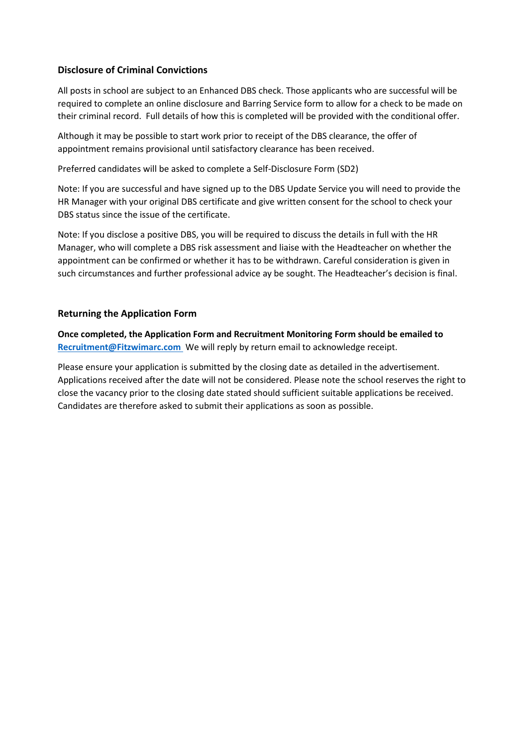### Disclosure of Criminal Convictions

All posts in school are subject to an Enhanced DBS check. Those applicants who are successful will be required to complete an online disclosure and Barring Service form to allow for a check to be made on their criminal record. Full details of how this is completed will be provided with the conditional offer.

Although it may be possible to start work prior to receipt of the DBS clearance, the offer of appointment remains provisional until satisfactory clearance has been received.

Preferred candidates will be asked to complete a Self-Disclosure Form (SD2)

Note: If you are successful and have signed up to the DBS Update Service you will need to provide the HR Manager with your original DBS certificate and give written consent for the school to check your DBS status since the issue of the certificate.

Note: If you disclose a positive DBS, you will be required to discuss the details in full with the HR Manager, who will complete a DBS risk assessment and liaise with the Headteacher on whether the appointment can be confirmed or whether it has to be withdrawn. Careful consideration is given in such circumstances and further professional advice ay be sought. The Headteacher's decision is final.

### Returning the Application Form

**Once completed, the Application Form and Recruitment Monitoring Form should be emailed to** **Recruitment@Fitzwimarc.com** We will reply by return email to acknowledge receipt.

Please ensure your application is submitted by the closing date as detailed in the advertisement. Applications received after the date will not be considered. Please note the school reserves the right to close the vacancy prior to the closing date stated should sufficient suitable applications be received. Candidates are therefore asked to submit their applications as soon as possible.